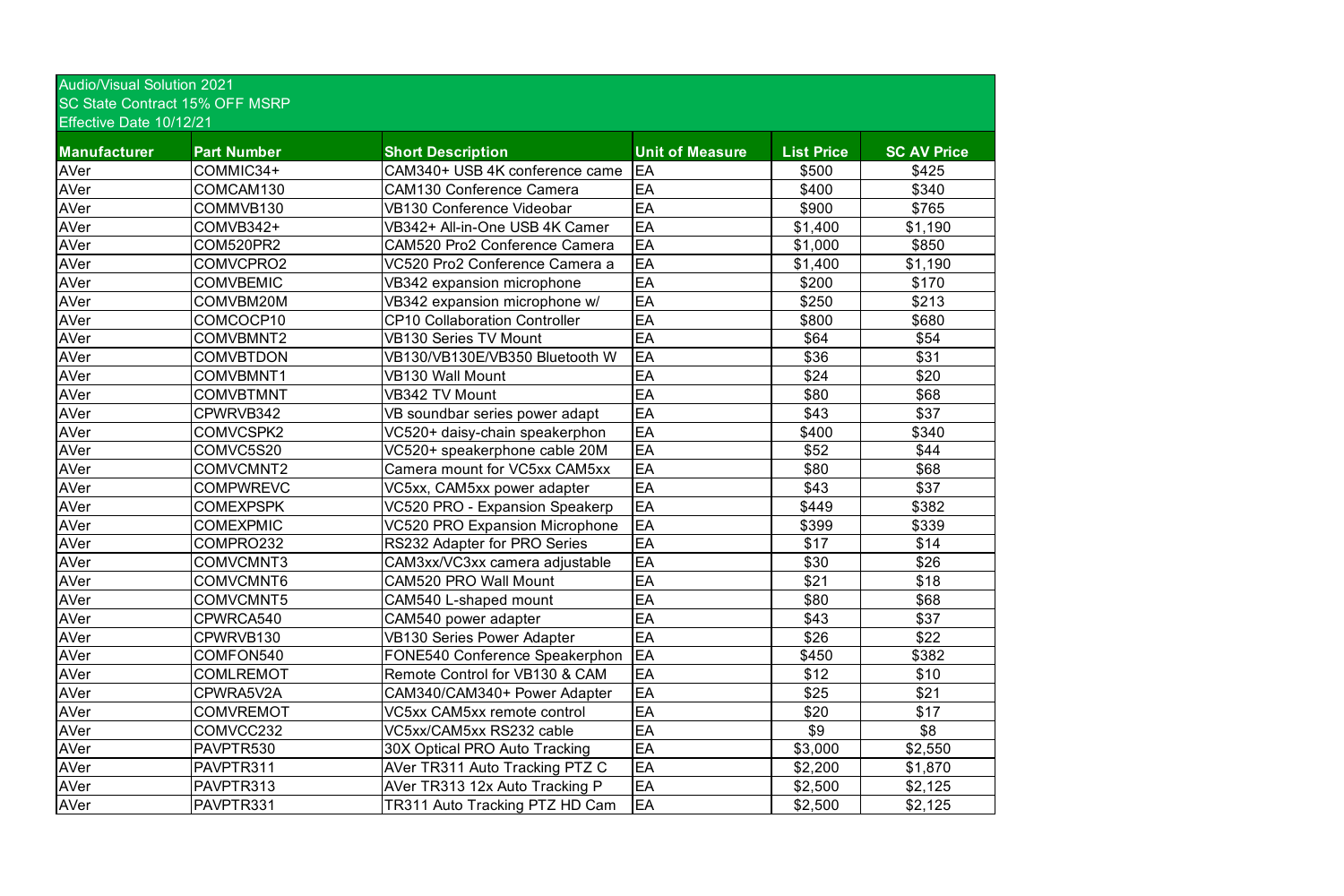Audio/Visual Solution 2021
SC State Contract 15% OFF MSRP
Effective Date 10/12/21

| Manufacturer | Part Number | Short Description | Unit of Measure | List Price | SC AV Price |
|---|---|---|---|---|---|
| AVer | COMMIC34+ | CAM340+ USB 4K conference came | EA | $500 | $425 |
| AVer | COMCAM130 | CAM130 Conference Camera | EA | $400 | $340 |
| AVer | COMMVB130 | VB130 Conference Videobar | EA | $900 | $765 |
| AVer | COMVB342+ | VB342+ All-in-One USB 4K Camer | EA | $1,400 | $1,190 |
| AVer | COM520PR2 | CAM520 Pro2 Conference Camera | EA | $1,000 | $850 |
| AVer | COMVCPRO2 | VC520 Pro2 Conference Camera a | EA | $1,400 | $1,190 |
| AVer | COMVBEMIC | VB342 expansion microphone | EA | $200 | $170 |
| AVer | COMVBM20M | VB342 expansion microphone w/ | EA | $250 | $213 |
| AVer | COMCOCP10 | CP10 Collaboration Controller | EA | $800 | $680 |
| AVer | COMVBMNT2 | VB130 Series TV Mount | EA | $64 | $54 |
| AVer | COMVBTDON | VB130/VB130E/VB350 Bluetooth W | EA | $36 | $31 |
| AVer | COMVBMNT1 | VB130 Wall Mount | EA | $24 | $20 |
| AVer | COMVBTMNT | VB342 TV Mount | EA | $80 | $68 |
| AVer | CPWRVB342 | VB soundbar series power adapt | EA | $43 | $37 |
| AVer | COMVCSPK2 | VC520+ daisy-chain speakerphon | EA | $400 | $340 |
| AVer | COMVC5S20 | VC520+ speakerphone cable 20M | EA | $52 | $44 |
| AVer | COMVCMNT2 | Camera mount for VC5xx CAM5xx | EA | $80 | $68 |
| AVer | COMPWREVC | VC5xx, CAM5xx power adapter | EA | $43 | $37 |
| AVer | COMEXPSPK | VC520 PRO - Expansion Speakerp | EA | $449 | $382 |
| AVer | COMEXPMIC | VC520 PRO Expansion Microphone | EA | $399 | $339 |
| AVer | COMPRO232 | RS232 Adapter for PRO Series | EA | $17 | $14 |
| AVer | COMVCMNT3 | CAM3xx/VC3xx camera adjustable | EA | $30 | $26 |
| AVer | COMVCMNT6 | CAM520 PRO Wall Mount | EA | $21 | $18 |
| AVer | COMVCMNT5 | CAM540 L-shaped mount | EA | $80 | $68 |
| AVer | CPWRCA540 | CAM540 power adapter | EA | $43 | $37 |
| AVer | CPWRVB130 | VB130 Series Power Adapter | EA | $26 | $22 |
| AVer | COMFON540 | FONE540 Conference Speakerphon | EA | $450 | $382 |
| AVer | COMLREMOT | Remote Control for VB130 & CAM | EA | $12 | $10 |
| AVer | CPWRA5V2A | CAM340/CAM340+ Power Adapter | EA | $25 | $21 |
| AVer | COMVREMOT | VC5xx CAM5xx remote control | EA | $20 | $17 |
| AVer | COMVCC232 | VC5xx/CAM5xx RS232 cable | EA | $9 | $8 |
| AVer | PAVPTR530 | 30X Optical PRO Auto Tracking | EA | $3,000 | $2,550 |
| AVer | PAVPTR311 | AVer TR311 Auto Tracking PTZ C | EA | $2,200 | $1,870 |
| AVer | PAVPTR313 | AVer TR313 12x Auto Tracking P | EA | $2,500 | $2,125 |
| AVer | PAVPTR331 | TR311 Auto Tracking PTZ HD Cam | EA | $2,500 | $2,125 |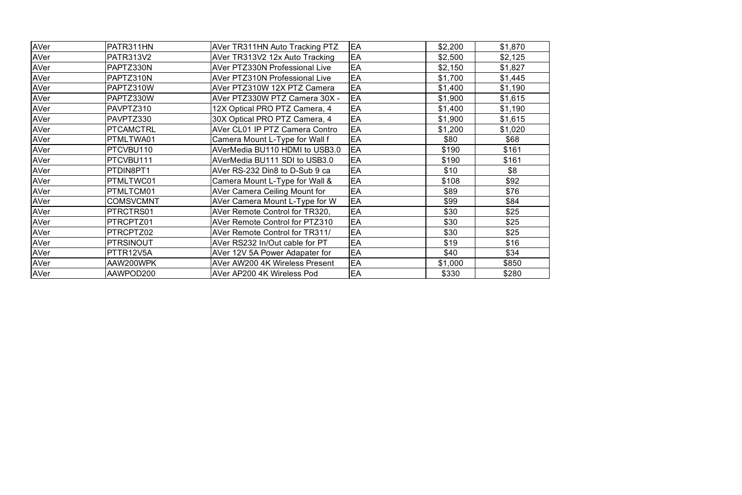| | | | | | |
|---|---|---|---|---|---|
| AVer | PATR311HN | AVer TR311HN Auto Tracking PTZ | EA | $2,200 | $1,870 |
| AVer | PATR313V2 | AVer TR313V2 12x Auto Tracking | EA | $2,500 | $2,125 |
| AVer | PAPTZ330N | AVer PTZ330N Professional Live | EA | $2,150 | $1,827 |
| AVer | PAPTZ310N | AVer PTZ310N Professional Live | EA | $1,700 | $1,445 |
| AVer | PAPTZ310W | AVer PTZ310W 12X PTZ Camera | EA | $1,400 | $1,190 |
| AVer | PAPTZ330W | AVer PTZ330W PTZ Camera 30X - | EA | $1,900 | $1,615 |
| AVer | PAVPTZ310 | 12X Optical PRO PTZ Camera, 4 | EA | $1,400 | $1,190 |
| AVer | PAVPTZ330 | 30X Optical PRO PTZ Camera, 4 | EA | $1,900 | $1,615 |
| AVer | PTCAMCTRL | AVer CL01 IP PTZ Camera Contro | EA | $1,200 | $1,020 |
| AVer | PTMLTWA01 | Camera Mount L-Type for Wall f | EA | $80 | $68 |
| AVer | PTCVBU110 | AVerMedia BU110 HDMI to USB3.0 | EA | $190 | $161 |
| AVer | PTCVBU111 | AVerMedia BU111 SDI to USB3.0 | EA | $190 | $161 |
| AVer | PTDIN8PT1 | AVer RS-232 Din8 to D-Sub 9 ca | EA | $10 | $8 |
| AVer | PTMLTWC01 | Camera Mount L-Type for Wall & | EA | $108 | $92 |
| AVer | PTMLTCM01 | AVer Camera Ceiling Mount for | EA | $89 | $76 |
| AVer | COMSVCMNT | AVer Camera Mount L-Type for W | EA | $99 | $84 |
| AVer | PTRCTRS01 | AVer Remote Control for TR320, | EA | $30 | $25 |
| AVer | PTRCPTZ01 | AVer Remote Control for PTZ310 | EA | $30 | $25 |
| AVer | PTRCPTZ02 | AVer Remote Control for TR311/ | EA | $30 | $25 |
| AVer | PTRSINOUT | AVer RS232 In/Out cable for PT | EA | $19 | $16 |
| AVer | PTTR12V5A | AVer 12V 5A Power Adapater for | EA | $40 | $34 |
| AVer | AAW200WPK | AVer AW200 4K Wireless Present | EA | $1,000 | $850 |
| AVer | AAWPOD200 | AVer AP200 4K Wireless Pod | EA | $330 | $280 |